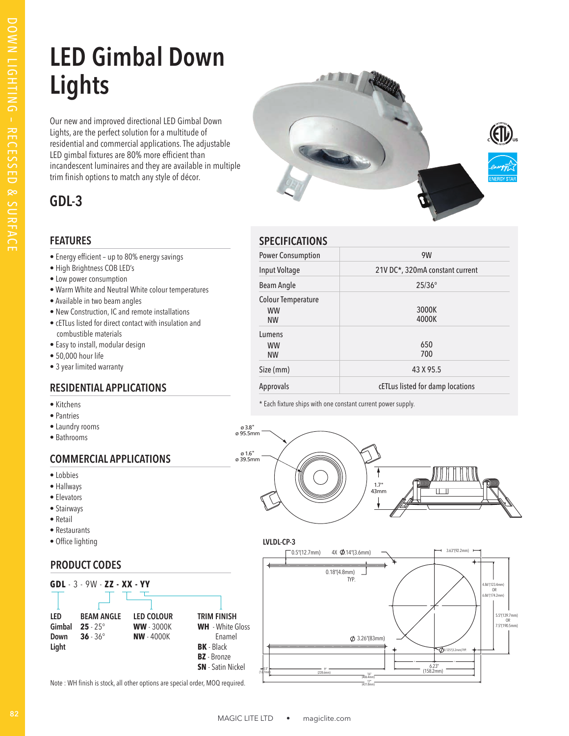# LED Gimbal Down Lights

Our new and improved directional LED Gimbal Down Lights, are the perfect solution for a multitude of residential and commercial applications. The adjustable LED gimbal fixtures are 80% more efficient than incandescent luminaires and they are available in multiple trim finish options to match any style of décor.

## GDL-3

## FEATURES

- Energy efficient – up to 80% energy savings
- High Brightness COB LED's
- Low power consumption
- Warm White and Neutral White colour temperatures
- Available in two beam angles
- New Construction, IC and remote installations
- cETLus listed for direct contact with insulation and combustible materials
- Easy to install, modular design
- 50,000 hour life
- 3 year limited warranty

## RESIDENTIAL APPLICATIONS

- Kitchens
- Pantries
- Laundry rooms
- Bathrooms

## COMMERCIAL APPLICATIONS

- Lobbies
- Hallways
- Elevators
- Stairways
- Retail
- Restaurants
- Office lighting

## PRODUCT CODES

**GDL** - 3 - 9W - **ZZ** - **XX** - **YY**

| LED Gimbal Down Light | BEAM ANGLE | LED COLOUR | TRIM FINISH |
|---|---|---|---|
| | **25** - 25° | **WW** - 3000K | **WH** - White Gloss Enamel |
| | **36** - 36° | **NW** - 4000K | **BK** - Black |
| | | | **BZ** - Bronze |
| | | | **SN** - Satin Nickel |

Note : WH finish is stock, all other options are special order, MOQ required.

## SPECIFICATIONS

| Specification | Value |
|---|---|
| Power Consumption | 9W |
| Input Voltage | 21V DC*, 320mA constant current |
| Beam Angle | 25/36° |
| Colour Temperature WW | 3000K |
| Colour Temperature NW | 4000K |
| Lumens WW | 650 |
| Lumens NW | 700 |
| Size (mm) | 43 X 95.5 |
| Approvals | cETLus listed for damp locations |

\* Each fixture ships with one constant current power supply.

ø 3.8" ø 95.5mm
ø 1.6" ø 39.5mm
1.7" 43mm

LVLDL-CP-3

0.5"(12.7mm) 4X Ø.14"(3.6mm) 3.63"(92.2mm)
0.18"(4.8mm) TYP.
4.86"(123.4mm) OR 6.86"(174.2mm)
5.5"(139.7mm) OR 7.5"(190.5mm)
Ø 3.26"(83mm)
Ø 0.125"(3.2mm) TYP.
0.5" (12.7mm) 9" (228.6mm) 16" (406.4mm) 17" (431.8mm) 6.23" (158.2mm)

MAGIC LITE LTD • magiclite.com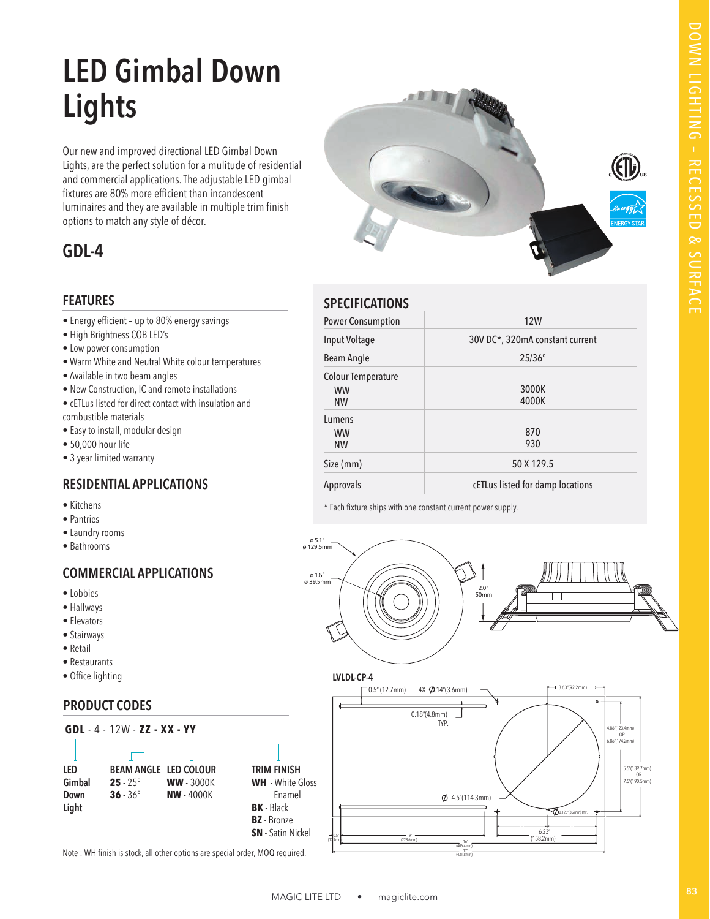# LED Gimbal Down Lights

Our new and improved directional LED Gimbal Down Lights, are the perfect solution for a mulitude of residential and commercial applications. The adjustable LED gimbal fixtures are 80% more efficient than incandescent luminaires and they are available in multiple trim finish options to match any style of décor.

## GDL-4

### FEATURES

- Energy efficient – up to 80% energy savings
- High Brightness COB LED's
- Low power consumption
- Warm White and Neutral White colour temperatures
- Available in two beam angles
- New Construction, IC and remote installations
- cETLus listed for direct contact with insulation and combustible materials
- Easy to install, modular design
- 50,000 hour life
- 3 year limited warranty

### RESIDENTIAL APPLICATIONS

- Kitchens
- Pantries
- Laundry rooms
- Bathrooms

### COMMERCIAL APPLICATIONS

- Lobbies
- Hallways
- Elevators
- Stairways
- Retail
- Restaurants
- Office lighting

### PRODUCT CODES

**GDL** - 4 - 12W - **ZZ** - **XX** - **YY**

| LED Gimbal Down Light | BEAM ANGLE | LED COLOUR | TRIM FINISH |
|---|---|---|---|
| | **25** - 25° | **WW** - 3000K | **WH** - White Gloss Enamel |
| | **36** - 36° | **NW** - 4000K | **BK** - Black |
| | | | **BZ** - Bronze |
| | | | **SN** - Satin Nickel |

Note : WH finish is stock, all other options are special order, MOQ required.

### SPECIFICATIONS

| | |
|---|---|
| Power Consumption | 12W |
| Input Voltage | 30V DC*, 320mA constant current |
| Beam Angle | 25/36° |
| Colour Temperature<br>WW<br>NW | <br>3000K<br>4000K |
| Lumens<br>WW<br>NW | <br>870<br>930 |
| Size (mm) | 50 X 129.5 |
| Approvals | cETLus listed for damp locations |

\* Each fixture ships with one constant current power supply.

ø 5.1"
ø 129.5mm

ø 1.6"
ø 39.5mm

2.0"
50mm

LVLDL-CP-4

0.5" (12.7mm)
4X ø.14"(3.6mm)
0.18"(4.8mm) TYP.
3.63"(92.2mm)
4.86"(123.4mm) OR 6.86"(174.2mm)
5.5"(139.7mm) OR 7.5"(190.5mm)
ø 4.5"(114.3mm)
ø0.125"(3.2mm)TYP.
0.5" (12.7mm)
9" (228.6mm)
16" (406.4mm)
17" (431.8mm)
6.23" (158.2mm)